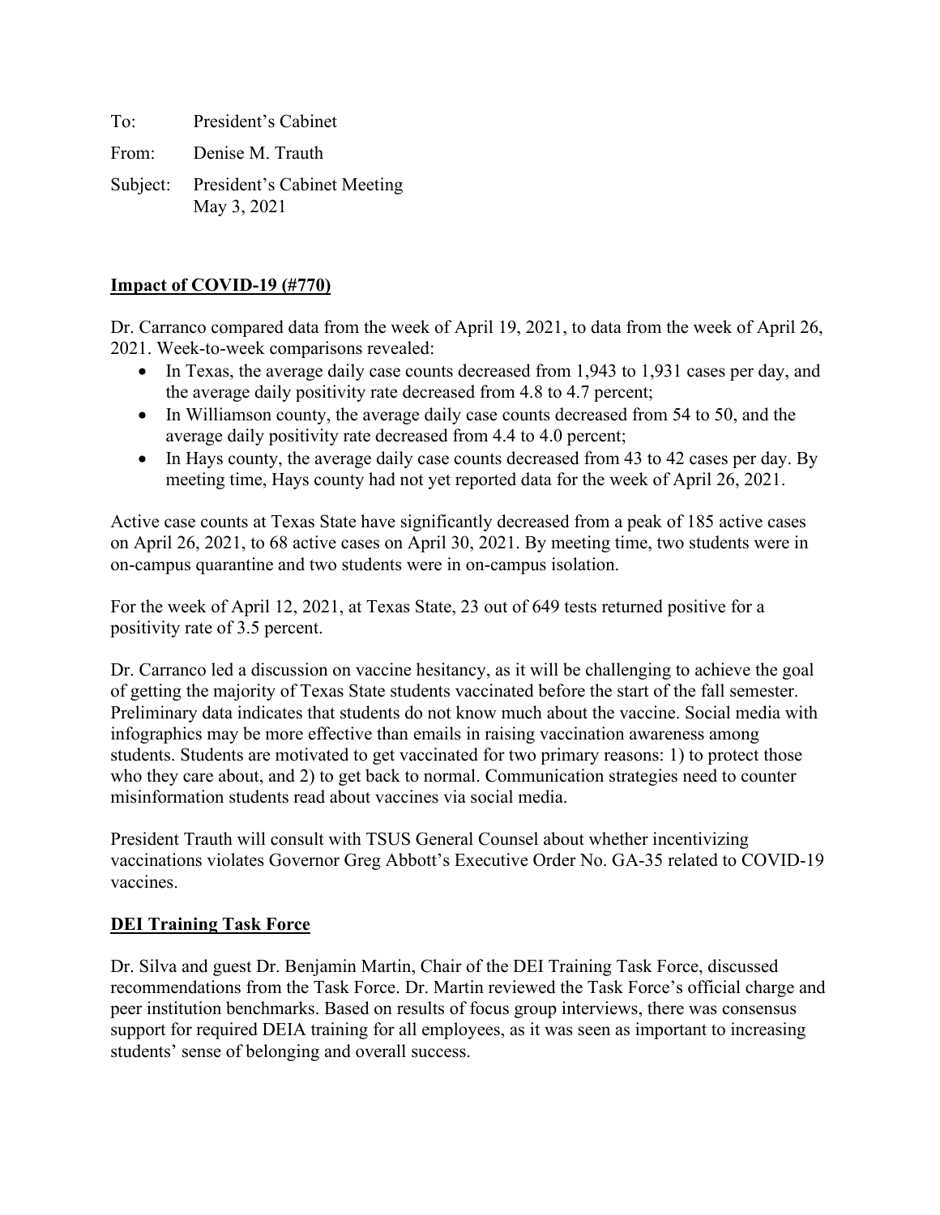To: President's Cabinet

From: Denise M. Trauth

Subject: President's Cabinet Meeting
May 3, 2021

**<u>Impact of COVID-19 (#770)</u>**

Dr. Carranco compared data from the week of April 19, 2021, to data from the week of April 26, 2021. Week-to-week comparisons revealed:

- In Texas, the average daily case counts decreased from 1,943 to 1,931 cases per day, and the average daily positivity rate decreased from 4.8 to 4.7 percent;
- In Williamson county, the average daily case counts decreased from 54 to 50, and the average daily positivity rate decreased from 4.4 to 4.0 percent;
- In Hays county, the average daily case counts decreased from 43 to 42 cases per day. By meeting time, Hays county had not yet reported data for the week of April 26, 2021.

Active case counts at Texas State have significantly decreased from a peak of 185 active cases on April 26, 2021, to 68 active cases on April 30, 2021. By meeting time, two students were in on-campus quarantine and two students were in on-campus isolation.

For the week of April 12, 2021, at Texas State, 23 out of 649 tests returned positive for a positivity rate of 3.5 percent.

Dr. Carranco led a discussion on vaccine hesitancy, as it will be challenging to achieve the goal of getting the majority of Texas State students vaccinated before the start of the fall semester. Preliminary data indicates that students do not know much about the vaccine. Social media with infographics may be more effective than emails in raising vaccination awareness among students. Students are motivated to get vaccinated for two primary reasons: 1) to protect those who they care about, and 2) to get back to normal. Communication strategies need to counter misinformation students read about vaccines via social media.

President Trauth will consult with TSUS General Counsel about whether incentivizing vaccinations violates Governor Greg Abbott's Executive Order No. GA-35 related to COVID-19 vaccines.

**<u>DEI Training Task Force</u>**

Dr. Silva and guest Dr. Benjamin Martin, Chair of the DEI Training Task Force, discussed recommendations from the Task Force. Dr. Martin reviewed the Task Force's official charge and peer institution benchmarks. Based on results of focus group interviews, there was consensus support for required DEIA training for all employees, as it was seen as important to increasing students' sense of belonging and overall success.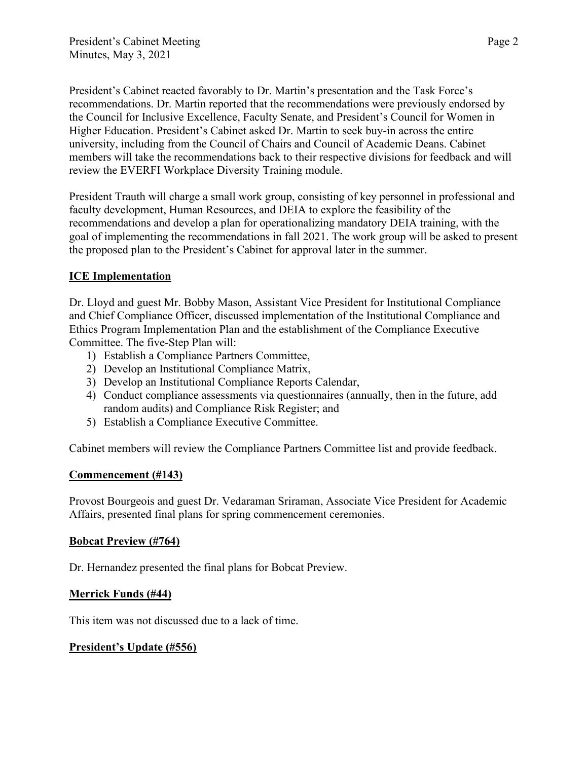President's Cabinet reacted favorably to Dr. Martin's presentation and the Task Force's recommendations. Dr. Martin reported that the recommendations were previously endorsed by the Council for Inclusive Excellence, Faculty Senate, and President's Council for Women in Higher Education. President's Cabinet asked Dr. Martin to seek buy-in across the entire university, including from the Council of Chairs and Council of Academic Deans. Cabinet members will take the recommendations back to their respective divisions for feedback and will review the EVERFI Workplace Diversity Training module.

President Trauth will charge a small work group, consisting of key personnel in professional and faculty development, Human Resources, and DEIA to explore the feasibility of the recommendations and develop a plan for operationalizing mandatory DEIA training, with the goal of implementing the recommendations in fall 2021. The work group will be asked to present the proposed plan to the President's Cabinet for approval later in the summer.

**ICE Implementation**

Dr. Lloyd and guest Mr. Bobby Mason, Assistant Vice President for Institutional Compliance and Chief Compliance Officer, discussed implementation of the Institutional Compliance and Ethics Program Implementation Plan and the establishment of the Compliance Executive Committee. The five-Step Plan will:

1) Establish a Compliance Partners Committee,
2) Develop an Institutional Compliance Matrix,
3) Develop an Institutional Compliance Reports Calendar,
4) Conduct compliance assessments via questionnaires (annually, then in the future, add random audits) and Compliance Risk Register; and
5) Establish a Compliance Executive Committee.

Cabinet members will review the Compliance Partners Committee list and provide feedback.

**Commencement (#143)**

Provost Bourgeois and guest Dr. Vedaraman Sriraman, Associate Vice President for Academic Affairs, presented final plans for spring commencement ceremonies.

**Bobcat Preview (#764)**

Dr. Hernandez presented the final plans for Bobcat Preview.

**Merrick Funds (#44)**

This item was not discussed due to a lack of time.

**President's Update (#556)**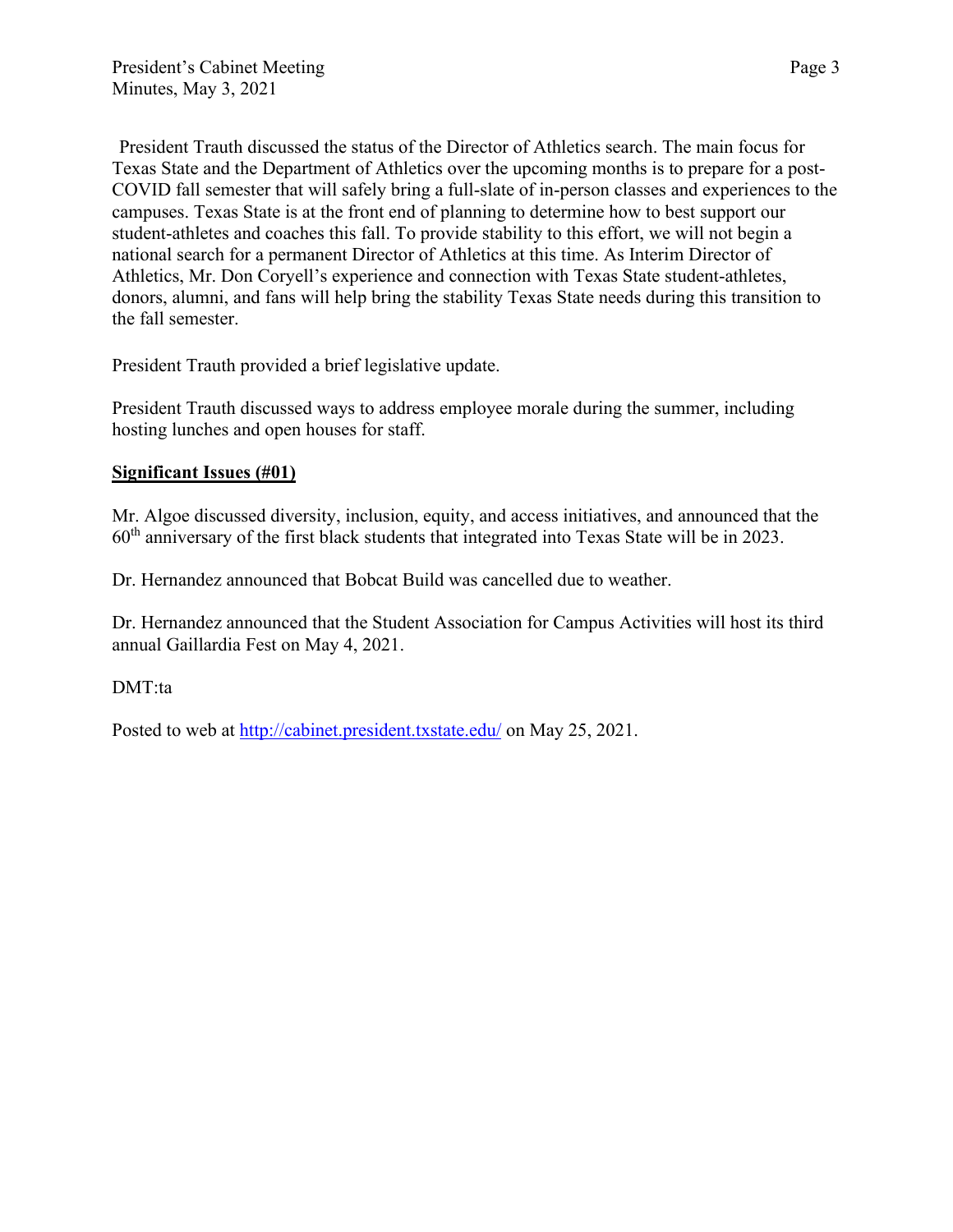President Trauth discussed the status of the Director of Athletics search. The main focus for Texas State and the Department of Athletics over the upcoming months is to prepare for a post-COVID fall semester that will safely bring a full-slate of in-person classes and experiences to the campuses. Texas State is at the front end of planning to determine how to best support our student-athletes and coaches this fall. To provide stability to this effort, we will not begin a national search for a permanent Director of Athletics at this time. As Interim Director of Athletics, Mr. Don Coryell's experience and connection with Texas State student-athletes, donors, alumni, and fans will help bring the stability Texas State needs during this transition to the fall semester.

President Trauth provided a brief legislative update.

President Trauth discussed ways to address employee morale during the summer, including hosting lunches and open houses for staff.

**Significant Issues (#01)**

Mr. Algoe discussed diversity, inclusion, equity, and access initiatives, and announced that the 60th anniversary of the first black students that integrated into Texas State will be in 2023.

Dr. Hernandez announced that Bobcat Build was cancelled due to weather.

Dr. Hernandez announced that the Student Association for Campus Activities will host its third annual Gaillardia Fest on May 4, 2021.

DMT:ta

Posted to web at http://cabinet.president.txstate.edu/ on May 25, 2021.